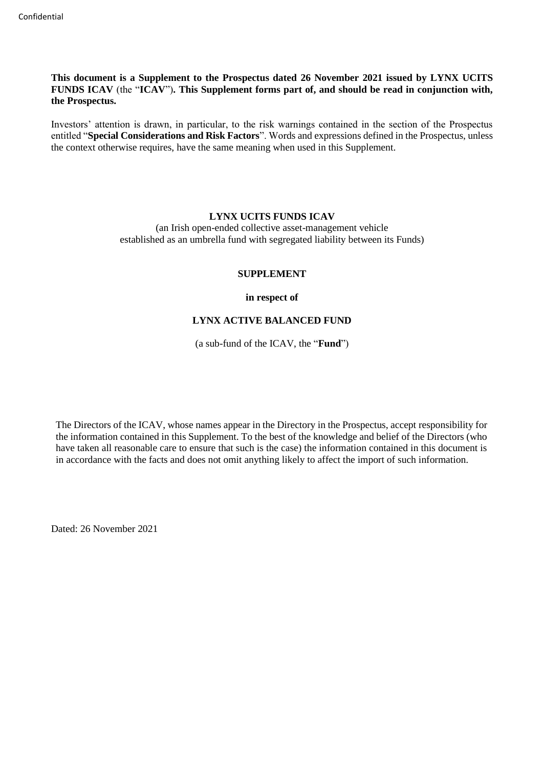Confidential

**This document is a Supplement to the Prospectus dated 26 November 2021 issued by LYNX UCITS FUNDS ICAV** (the "**ICAV**")**. This Supplement forms part of, and should be read in conjunction with, the Prospectus.**

Investors' attention is drawn, in particular, to the risk warnings contained in the section of the Prospectus entitled "**Special Considerations and Risk Factors**". Words and expressions defined in the Prospectus, unless the context otherwise requires, have the same meaning when used in this Supplement.

**LYNX UCITS FUNDS ICAV**

(an Irish open-ended collective asset-management vehicle established as an umbrella fund with segregated liability between its Funds)

**SUPPLEMENT**

**in respect of**

**LYNX ACTIVE BALANCED FUND**

(a sub-fund of the ICAV, the "**Fund**")

The Directors of the ICAV, whose names appear in the Directory in the Prospectus, accept responsibility for the information contained in this Supplement. To the best of the knowledge and belief of the Directors (who have taken all reasonable care to ensure that such is the case) the information contained in this document is in accordance with the facts and does not omit anything likely to affect the import of such information.

Dated: 26 November 2021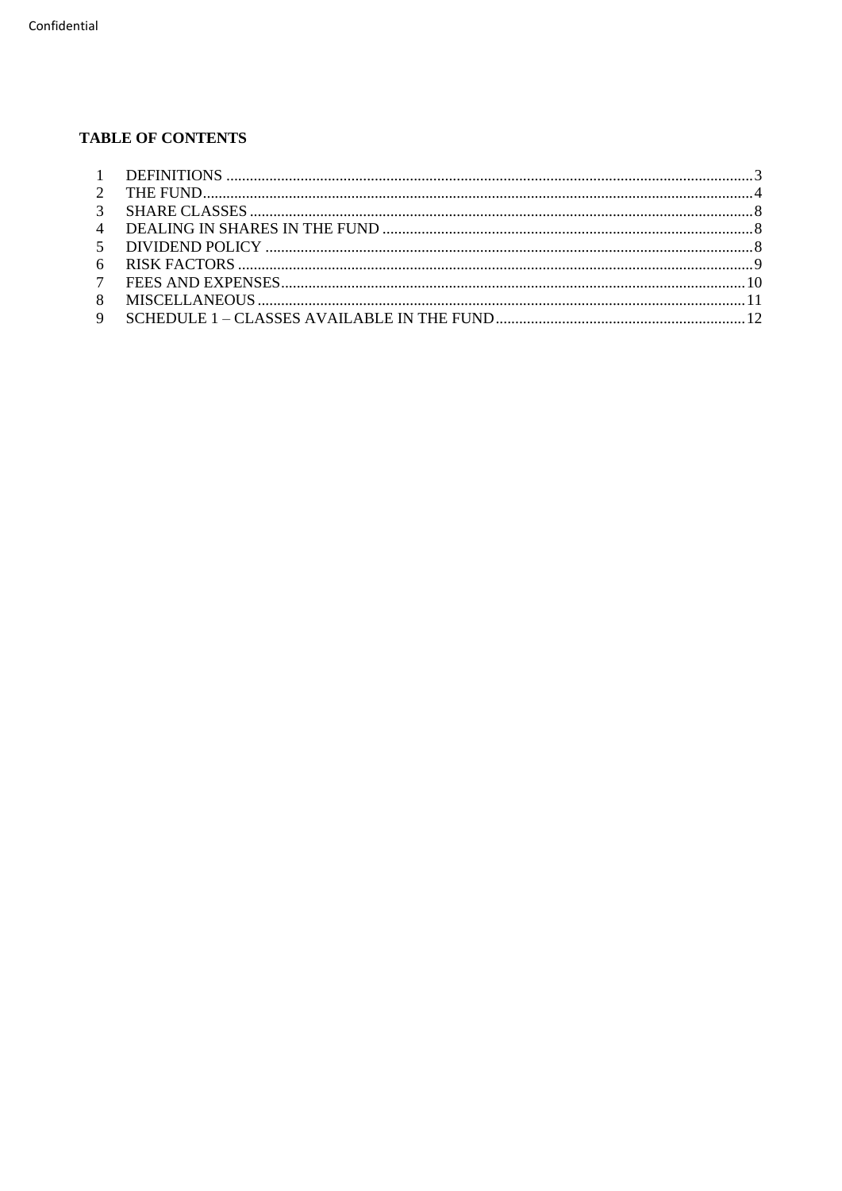## TABLE OF CONTENTS

| | | |
|---|---|---|
| 1 | DEFINITIONS | 3 |
| 2 | THE FUND | 4 |
| 3 | SHARE CLASSES | 8 |
| 4 | DEALING IN SHARES IN THE FUND | 8 |
| 5 | DIVIDEND POLICY | 8 |
| 6 | RISK FACTORS | 9 |
| 7 | FEES AND EXPENSES | 10 |
| 8 | MISCELLANEOUS | 11 |
| 9 | SCHEDULE 1 – CLASSES AVAILABLE IN THE FUND | 12 |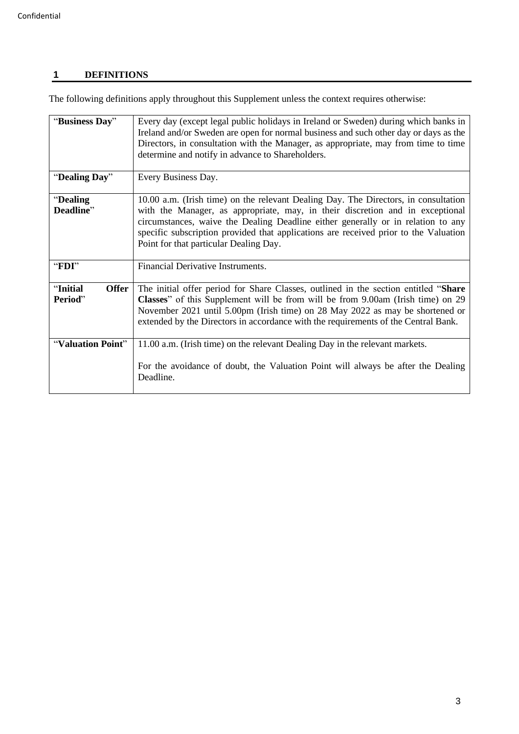## 1 DEFINITIONS

The following definitions apply throughout this Supplement unless the context requires otherwise:

| | |
|---|---|
| "**Business Day**" | Every day (except legal public holidays in Ireland or Sweden) during which banks in Ireland and/or Sweden are open for normal business and such other day or days as the Directors, in consultation with the Manager, as appropriate, may from time to time determine and notify in advance to Shareholders. |
| "**Dealing Day**" | Every Business Day. |
| "**Dealing Deadline**" | 10.00 a.m. (Irish time) on the relevant Dealing Day. The Directors, in consultation with the Manager, as appropriate, may, in their discretion and in exceptional circumstances, waive the Dealing Deadline either generally or in relation to any specific subscription provided that applications are received prior to the Valuation Point for that particular Dealing Day. |
| "**FDI**" | Financial Derivative Instruments. |
| "**Initial Offer Period**" | The initial offer period for Share Classes, outlined in the section entitled "**Share Classes**" of this Supplement will be from will be from 9.00am (Irish time) on 29 November 2021 until 5.00pm (Irish time) on 28 May 2022 as may be shortened or extended by the Directors in accordance with the requirements of the Central Bank. |
| "**Valuation Point**" | 11.00 a.m. (Irish time) on the relevant Dealing Day in the relevant markets.<br><br>For the avoidance of doubt, the Valuation Point will always be after the Dealing Deadline. |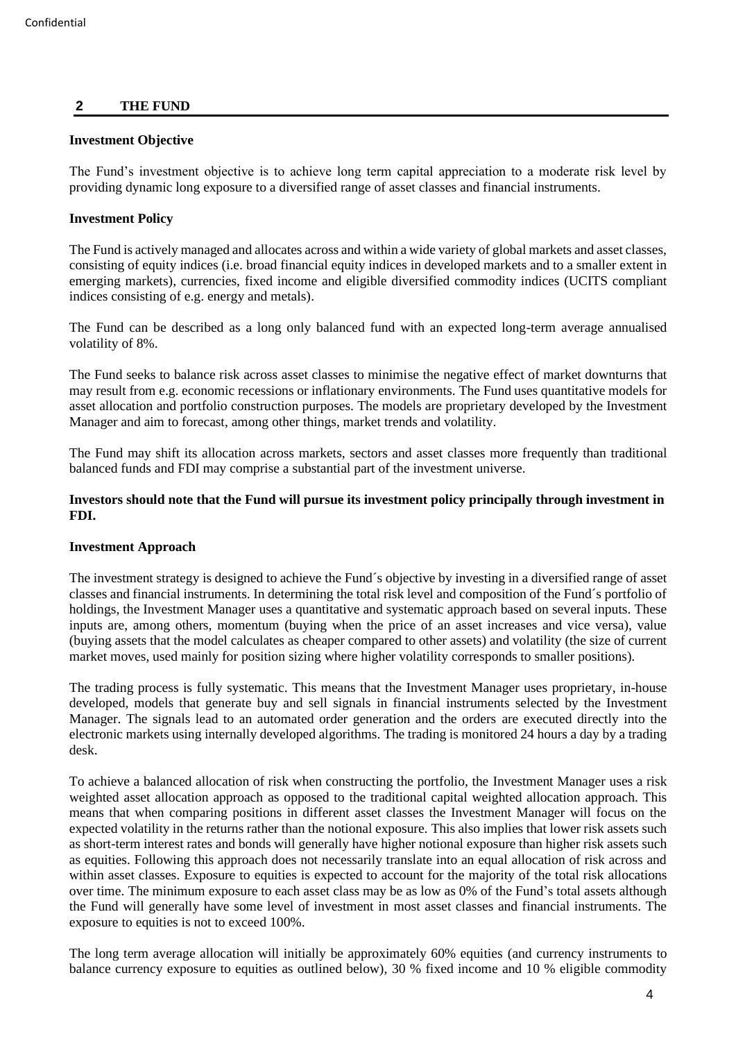## 2 THE FUND

**Investment Objective**

The Fund's investment objective is to achieve long term capital appreciation to a moderate risk level by providing dynamic long exposure to a diversified range of asset classes and financial instruments.

**Investment Policy**

The Fund is actively managed and allocates across and within a wide variety of global markets and asset classes, consisting of equity indices (i.e. broad financial equity indices in developed markets and to a smaller extent in emerging markets), currencies, fixed income and eligible diversified commodity indices (UCITS compliant indices consisting of e.g. energy and metals).

The Fund can be described as a long only balanced fund with an expected long-term average annualised volatility of 8%.

The Fund seeks to balance risk across asset classes to minimise the negative effect of market downturns that may result from e.g. economic recessions or inflationary environments. The Fund uses quantitative models for asset allocation and portfolio construction purposes. The models are proprietary developed by the Investment Manager and aim to forecast, among other things, market trends and volatility.

The Fund may shift its allocation across markets, sectors and asset classes more frequently than traditional balanced funds and FDI may comprise a substantial part of the investment universe.

**Investors should note that the Fund will pursue its investment policy principally through investment in FDI.**

**Investment Approach**

The investment strategy is designed to achieve the Fund´s objective by investing in a diversified range of asset classes and financial instruments. In determining the total risk level and composition of the Fund´s portfolio of holdings, the Investment Manager uses a quantitative and systematic approach based on several inputs. These inputs are, among others, momentum (buying when the price of an asset increases and vice versa), value (buying assets that the model calculates as cheaper compared to other assets) and volatility (the size of current market moves, used mainly for position sizing where higher volatility corresponds to smaller positions).

The trading process is fully systematic. This means that the Investment Manager uses proprietary, in-house developed, models that generate buy and sell signals in financial instruments selected by the Investment Manager. The signals lead to an automated order generation and the orders are executed directly into the electronic markets using internally developed algorithms. The trading is monitored 24 hours a day by a trading desk.

To achieve a balanced allocation of risk when constructing the portfolio, the Investment Manager uses a risk weighted asset allocation approach as opposed to the traditional capital weighted allocation approach. This means that when comparing positions in different asset classes the Investment Manager will focus on the expected volatility in the returns rather than the notional exposure. This also implies that lower risk assets such as short-term interest rates and bonds will generally have higher notional exposure than higher risk assets such as equities. Following this approach does not necessarily translate into an equal allocation of risk across and within asset classes. Exposure to equities is expected to account for the majority of the total risk allocations over time. The minimum exposure to each asset class may be as low as 0% of the Fund's total assets although the Fund will generally have some level of investment in most asset classes and financial instruments. The exposure to equities is not to exceed 100%.

The long term average allocation will initially be approximately 60% equities (and currency instruments to balance currency exposure to equities as outlined below), 30 % fixed income and 10 % eligible commodity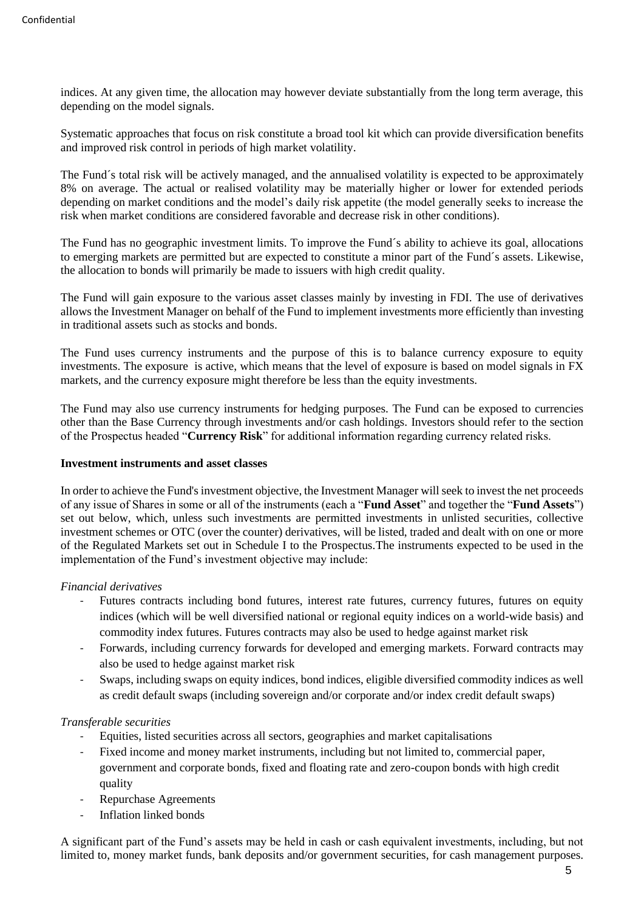indices. At any given time, the allocation may however deviate substantially from the long term average, this depending on the model signals.

Systematic approaches that focus on risk constitute a broad tool kit which can provide diversification benefits and improved risk control in periods of high market volatility.

The Fund´s total risk will be actively managed, and the annualised volatility is expected to be approximately 8% on average. The actual or realised volatility may be materially higher or lower for extended periods depending on market conditions and the model's daily risk appetite (the model generally seeks to increase the risk when market conditions are considered favorable and decrease risk in other conditions).

The Fund has no geographic investment limits. To improve the Fund´s ability to achieve its goal, allocations to emerging markets are permitted but are expected to constitute a minor part of the Fund´s assets. Likewise, the allocation to bonds will primarily be made to issuers with high credit quality.

The Fund will gain exposure to the various asset classes mainly by investing in FDI. The use of derivatives allows the Investment Manager on behalf of the Fund to implement investments more efficiently than investing in traditional assets such as stocks and bonds.

The Fund uses currency instruments and the purpose of this is to balance currency exposure to equity investments. The exposure is active, which means that the level of exposure is based on model signals in FX markets, and the currency exposure might therefore be less than the equity investments.

The Fund may also use currency instruments for hedging purposes. The Fund can be exposed to currencies other than the Base Currency through investments and/or cash holdings. Investors should refer to the section of the Prospectus headed "**Currency Risk**" for additional information regarding currency related risks.

**Investment instruments and asset classes**

In order to achieve the Fund's investment objective, the Investment Manager will seek to invest the net proceeds of any issue of Shares in some or all of the instruments (each a "**Fund Asset**" and together the "**Fund Assets**") set out below, which, unless such investments are permitted investments in unlisted securities, collective investment schemes or OTC (over the counter) derivatives, will be listed, traded and dealt with on one or more of the Regulated Markets set out in Schedule I to the Prospectus.The instruments expected to be used in the implementation of the Fund's investment objective may include:

*Financial derivatives*

- Futures contracts including bond futures, interest rate futures, currency futures, futures on equity indices (which will be well diversified national or regional equity indices on a world-wide basis) and commodity index futures. Futures contracts may also be used to hedge against market risk
- Forwards, including currency forwards for developed and emerging markets. Forward contracts may also be used to hedge against market risk
- Swaps, including swaps on equity indices, bond indices, eligible diversified commodity indices as well as credit default swaps (including sovereign and/or corporate and/or index credit default swaps)

*Transferable securities*

- Equities, listed securities across all sectors, geographies and market capitalisations
- Fixed income and money market instruments, including but not limited to, commercial paper, government and corporate bonds, fixed and floating rate and zero-coupon bonds with high credit quality
- Repurchase Agreements
- Inflation linked bonds

A significant part of the Fund's assets may be held in cash or cash equivalent investments, including, but not limited to, money market funds, bank deposits and/or government securities, for cash management purposes.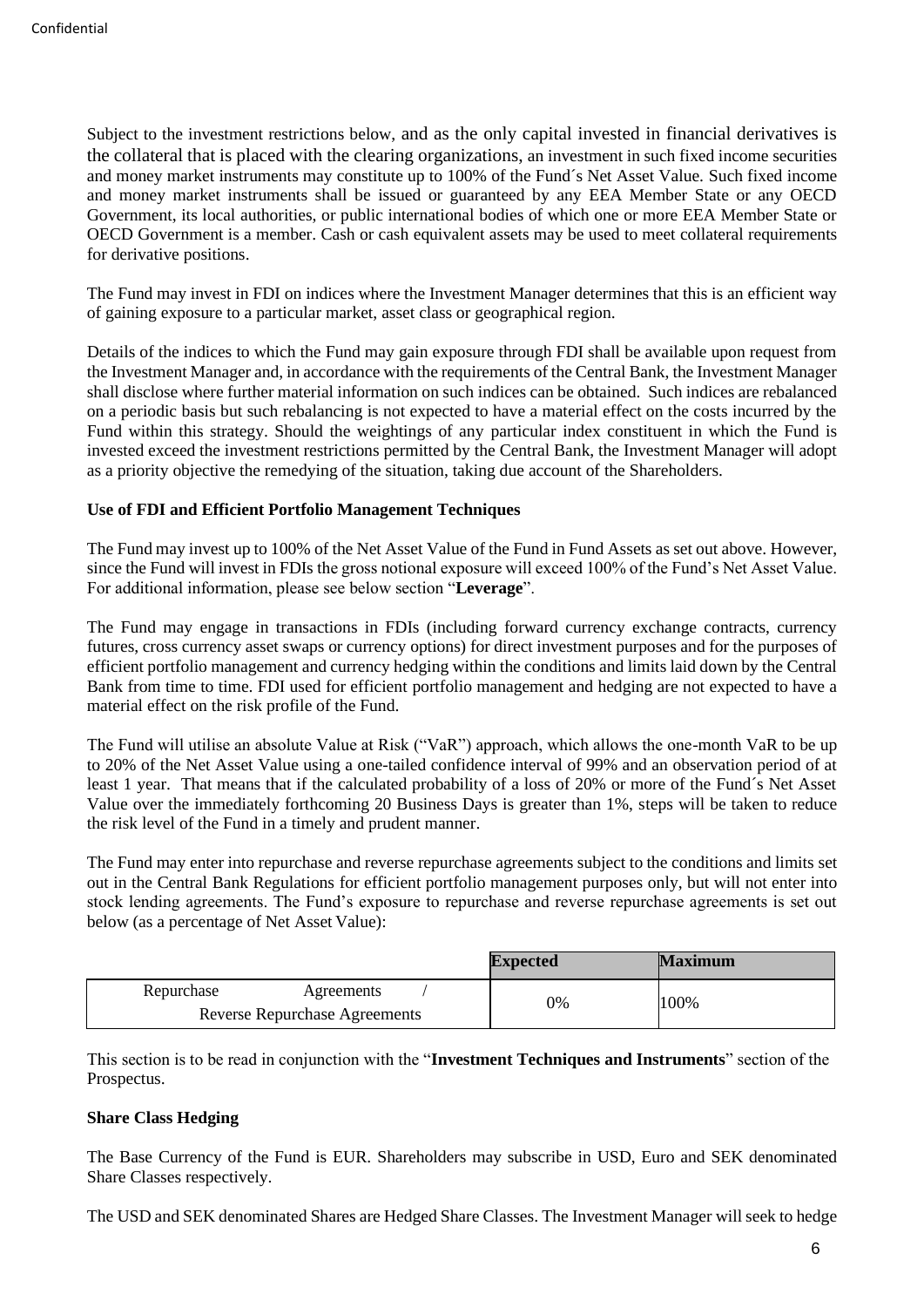Subject to the investment restrictions below, and as the only capital invested in financial derivatives is the collateral that is placed with the clearing organizations, an investment in such fixed income securities and money market instruments may constitute up to 100% of the Fund´s Net Asset Value. Such fixed income and money market instruments shall be issued or guaranteed by any EEA Member State or any OECD Government, its local authorities, or public international bodies of which one or more EEA Member State or OECD Government is a member. Cash or cash equivalent assets may be used to meet collateral requirements for derivative positions.

The Fund may invest in FDI on indices where the Investment Manager determines that this is an efficient way of gaining exposure to a particular market, asset class or geographical region.

Details of the indices to which the Fund may gain exposure through FDI shall be available upon request from the Investment Manager and, in accordance with the requirements of the Central Bank, the Investment Manager shall disclose where further material information on such indices can be obtained. Such indices are rebalanced on a periodic basis but such rebalancing is not expected to have a material effect on the costs incurred by the Fund within this strategy. Should the weightings of any particular index constituent in which the Fund is invested exceed the investment restrictions permitted by the Central Bank, the Investment Manager will adopt as a priority objective the remedying of the situation, taking due account of the Shareholders.

**Use of FDI and Efficient Portfolio Management Techniques**

The Fund may invest up to 100% of the Net Asset Value of the Fund in Fund Assets as set out above. However, since the Fund will invest in FDIs the gross notional exposure will exceed 100% of the Fund's Net Asset Value. For additional information, please see below section "**Leverage**".

The Fund may engage in transactions in FDIs (including forward currency exchange contracts, currency futures, cross currency asset swaps or currency options) for direct investment purposes and for the purposes of efficient portfolio management and currency hedging within the conditions and limits laid down by the Central Bank from time to time. FDI used for efficient portfolio management and hedging are not expected to have a material effect on the risk profile of the Fund.

The Fund will utilise an absolute Value at Risk ("VaR") approach, which allows the one-month VaR to be up to 20% of the Net Asset Value using a one-tailed confidence interval of 99% and an observation period of at least 1 year. That means that if the calculated probability of a loss of 20% or more of the Fund´s Net Asset Value over the immediately forthcoming 20 Business Days is greater than 1%, steps will be taken to reduce the risk level of the Fund in a timely and prudent manner.

The Fund may enter into repurchase and reverse repurchase agreements subject to the conditions and limits set out in the Central Bank Regulations for efficient portfolio management purposes only, but will not enter into stock lending agreements. The Fund's exposure to repurchase and reverse repurchase agreements is set out below (as a percentage of Net Asset Value):

| | **Expected** | **Maximum** |
|---|---|---|
| Repurchase Agreements / Reverse Repurchase Agreements | 0% | 100% |

This section is to be read in conjunction with the "**Investment Techniques and Instruments**" section of the Prospectus.

**Share Class Hedging**

The Base Currency of the Fund is EUR. Shareholders may subscribe in USD, Euro and SEK denominated Share Classes respectively.

The USD and SEK denominated Shares are Hedged Share Classes. The Investment Manager will seek to hedge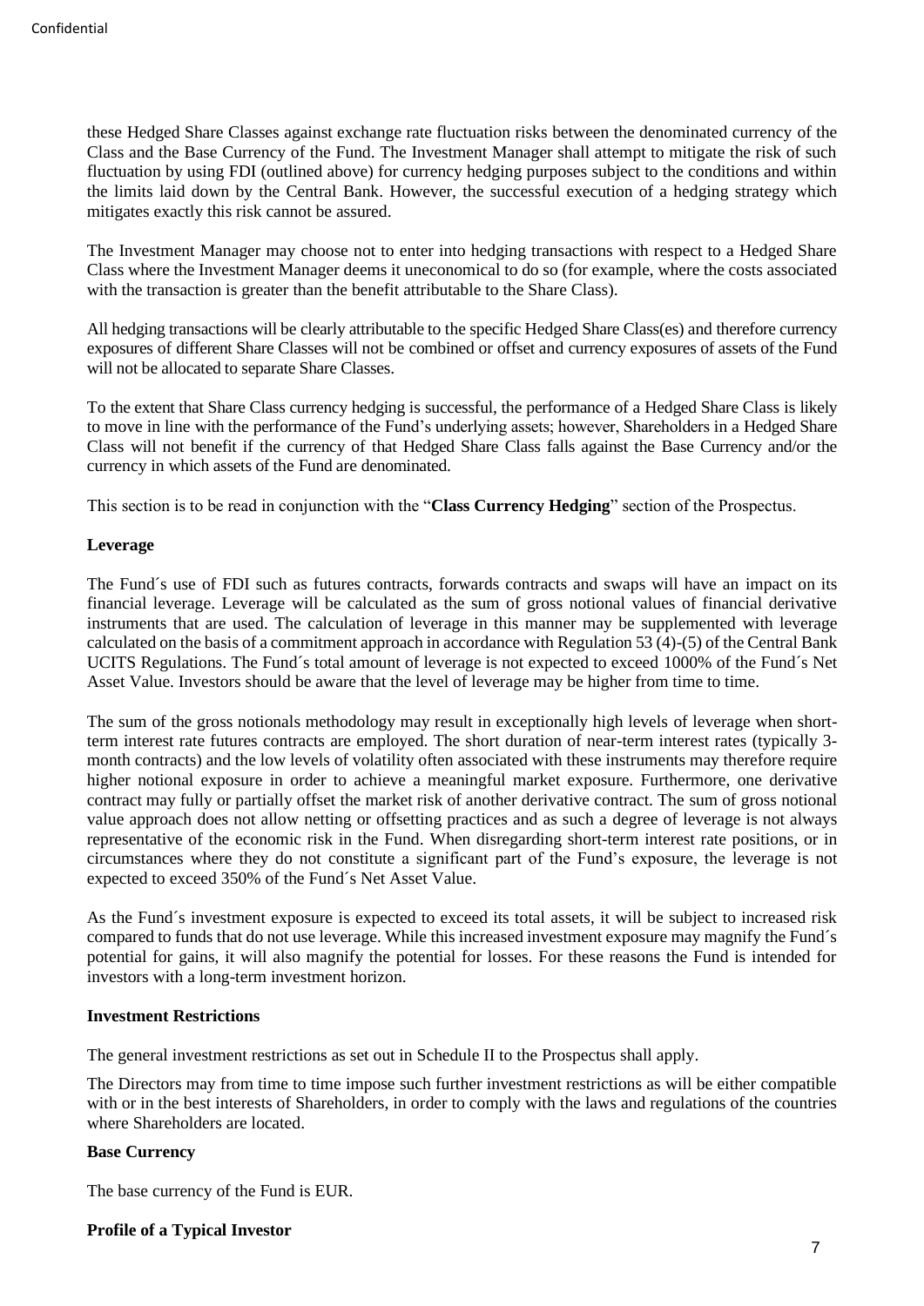these Hedged Share Classes against exchange rate fluctuation risks between the denominated currency of the Class and the Base Currency of the Fund. The Investment Manager shall attempt to mitigate the risk of such fluctuation by using FDI (outlined above) for currency hedging purposes subject to the conditions and within the limits laid down by the Central Bank. However, the successful execution of a hedging strategy which mitigates exactly this risk cannot be assured.

The Investment Manager may choose not to enter into hedging transactions with respect to a Hedged Share Class where the Investment Manager deems it uneconomical to do so (for example, where the costs associated with the transaction is greater than the benefit attributable to the Share Class).

All hedging transactions will be clearly attributable to the specific Hedged Share Class(es) and therefore currency exposures of different Share Classes will not be combined or offset and currency exposures of assets of the Fund will not be allocated to separate Share Classes.

To the extent that Share Class currency hedging is successful, the performance of a Hedged Share Class is likely to move in line with the performance of the Fund's underlying assets; however, Shareholders in a Hedged Share Class will not benefit if the currency of that Hedged Share Class falls against the Base Currency and/or the currency in which assets of the Fund are denominated.

This section is to be read in conjunction with the "**Class Currency Hedging**" section of the Prospectus.

**Leverage**

The Fund´s use of FDI such as futures contracts, forwards contracts and swaps will have an impact on its financial leverage. Leverage will be calculated as the sum of gross notional values of financial derivative instruments that are used. The calculation of leverage in this manner may be supplemented with leverage calculated on the basis of a commitment approach in accordance with Regulation 53 (4)-(5) of the Central Bank UCITS Regulations. The Fund´s total amount of leverage is not expected to exceed 1000% of the Fund´s Net Asset Value. Investors should be aware that the level of leverage may be higher from time to time.

The sum of the gross notionals methodology may result in exceptionally high levels of leverage when short-term interest rate futures contracts are employed. The short duration of near-term interest rates (typically 3-month contracts) and the low levels of volatility often associated with these instruments may therefore require higher notional exposure in order to achieve a meaningful market exposure. Furthermore, one derivative contract may fully or partially offset the market risk of another derivative contract. The sum of gross notional value approach does not allow netting or offsetting practices and as such a degree of leverage is not always representative of the economic risk in the Fund. When disregarding short-term interest rate positions, or in circumstances where they do not constitute a significant part of the Fund's exposure, the leverage is not expected to exceed 350% of the Fund´s Net Asset Value.

As the Fund´s investment exposure is expected to exceed its total assets, it will be subject to increased risk compared to funds that do not use leverage. While this increased investment exposure may magnify the Fund´s potential for gains, it will also magnify the potential for losses. For these reasons the Fund is intended for investors with a long-term investment horizon.

**Investment Restrictions**

The general investment restrictions as set out in Schedule II to the Prospectus shall apply.

The Directors may from time to time impose such further investment restrictions as will be either compatible with or in the best interests of Shareholders, in order to comply with the laws and regulations of the countries where Shareholders are located.

**Base Currency**

The base currency of the Fund is EUR.

**Profile of a Typical Investor**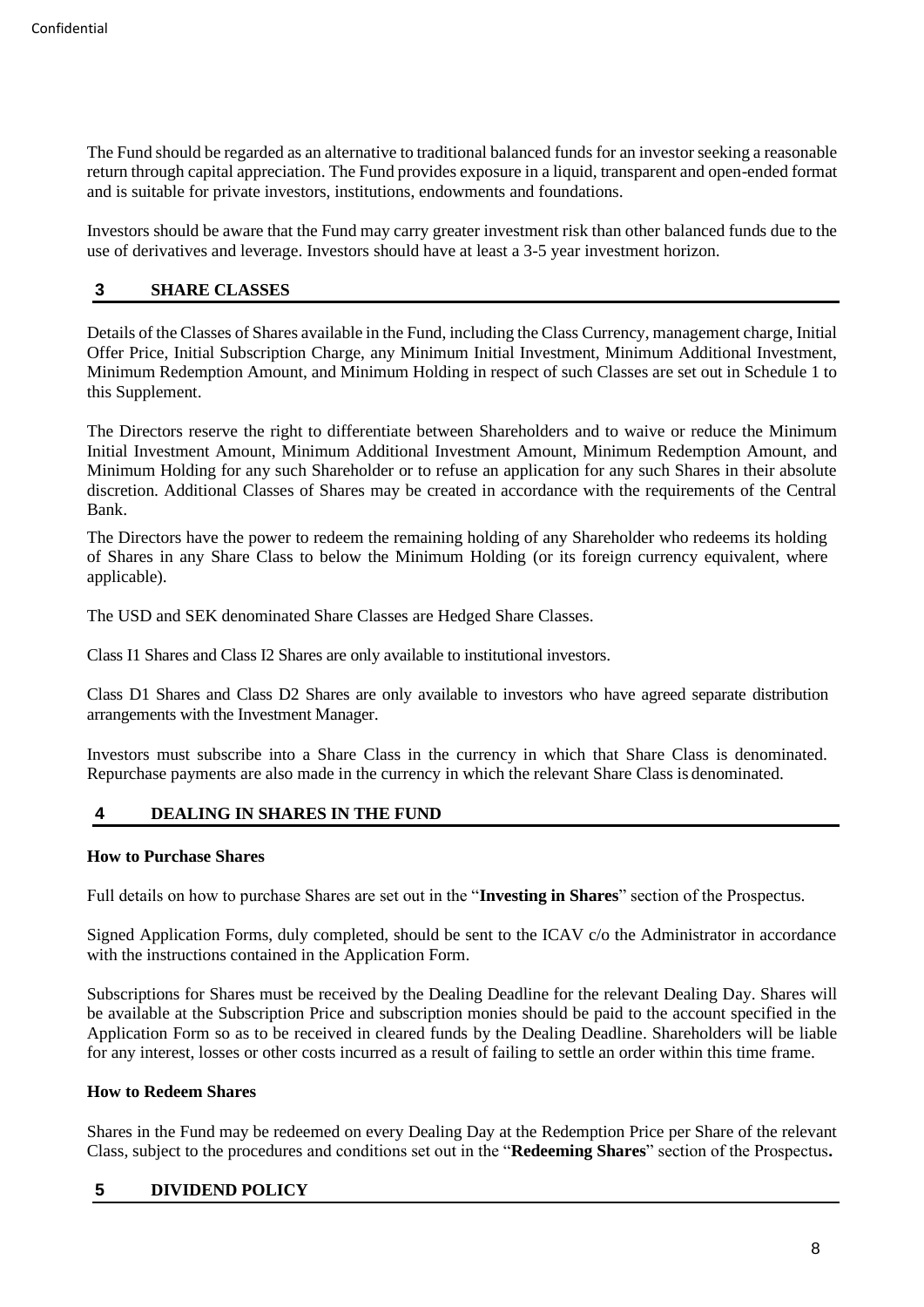The Fund should be regarded as an alternative to traditional balanced funds for an investor seeking a reasonable return through capital appreciation. The Fund provides exposure in a liquid, transparent and open-ended format and is suitable for private investors, institutions, endowments and foundations.

Investors should be aware that the Fund may carry greater investment risk than other balanced funds due to the use of derivatives and leverage. Investors should have at least a 3-5 year investment horizon.

## 3 SHARE CLASSES

Details of the Classes of Shares available in the Fund, including the Class Currency, management charge, Initial Offer Price, Initial Subscription Charge, any Minimum Initial Investment, Minimum Additional Investment, Minimum Redemption Amount, and Minimum Holding in respect of such Classes are set out in Schedule 1 to this Supplement.

The Directors reserve the right to differentiate between Shareholders and to waive or reduce the Minimum Initial Investment Amount, Minimum Additional Investment Amount, Minimum Redemption Amount, and Minimum Holding for any such Shareholder or to refuse an application for any such Shares in their absolute discretion. Additional Classes of Shares may be created in accordance with the requirements of the Central Bank.

The Directors have the power to redeem the remaining holding of any Shareholder who redeems its holding of Shares in any Share Class to below the Minimum Holding (or its foreign currency equivalent, where applicable).

The USD and SEK denominated Share Classes are Hedged Share Classes.

Class I1 Shares and Class I2 Shares are only available to institutional investors.

Class D1 Shares and Class D2 Shares are only available to investors who have agreed separate distribution arrangements with the Investment Manager.

Investors must subscribe into a Share Class in the currency in which that Share Class is denominated. Repurchase payments are also made in the currency in which the relevant Share Class is denominated.

## 4 DEALING IN SHARES IN THE FUND

**How to Purchase Shares**

Full details on how to purchase Shares are set out in the "**Investing in Shares**" section of the Prospectus.

Signed Application Forms, duly completed, should be sent to the ICAV c/o the Administrator in accordance with the instructions contained in the Application Form.

Subscriptions for Shares must be received by the Dealing Deadline for the relevant Dealing Day. Shares will be available at the Subscription Price and subscription monies should be paid to the account specified in the Application Form so as to be received in cleared funds by the Dealing Deadline. Shareholders will be liable for any interest, losses or other costs incurred as a result of failing to settle an order within this time frame.

**How to Redeem Shares**

Shares in the Fund may be redeemed on every Dealing Day at the Redemption Price per Share of the relevant Class, subject to the procedures and conditions set out in the "**Redeeming Shares**" section of the Prospectus**.**

## 5 DIVIDEND POLICY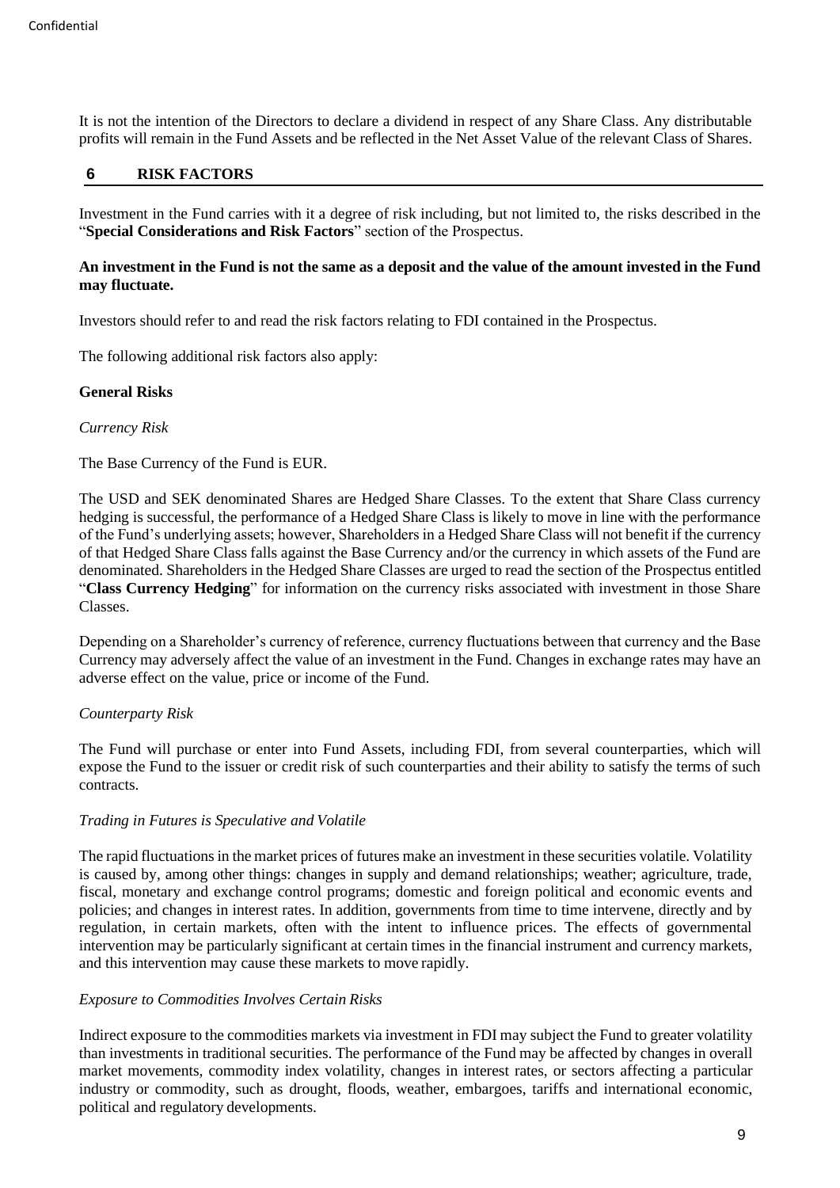It is not the intention of the Directors to declare a dividend in respect of any Share Class. Any distributable profits will remain in the Fund Assets and be reflected in the Net Asset Value of the relevant Class of Shares.

## 6 RISK FACTORS

Investment in the Fund carries with it a degree of risk including, but not limited to, the risks described in the "**Special Considerations and Risk Factors**" section of the Prospectus.

**An investment in the Fund is not the same as a deposit and the value of the amount invested in the Fund may fluctuate.**

Investors should refer to and read the risk factors relating to FDI contained in the Prospectus.

The following additional risk factors also apply:

**General Risks**

*Currency Risk*

The Base Currency of the Fund is EUR.

The USD and SEK denominated Shares are Hedged Share Classes. To the extent that Share Class currency hedging is successful, the performance of a Hedged Share Class is likely to move in line with the performance of the Fund's underlying assets; however, Shareholders in a Hedged Share Class will not benefit if the currency of that Hedged Share Class falls against the Base Currency and/or the currency in which assets of the Fund are denominated. Shareholders in the Hedged Share Classes are urged to read the section of the Prospectus entitled "**Class Currency Hedging**" for information on the currency risks associated with investment in those Share Classes.

Depending on a Shareholder's currency of reference, currency fluctuations between that currency and the Base Currency may adversely affect the value of an investment in the Fund. Changes in exchange rates may have an adverse effect on the value, price or income of the Fund.

*Counterparty Risk*

The Fund will purchase or enter into Fund Assets, including FDI, from several counterparties, which will expose the Fund to the issuer or credit risk of such counterparties and their ability to satisfy the terms of such contracts.

*Trading in Futures is Speculative and Volatile*

The rapid fluctuations in the market prices of futures make an investment in these securities volatile. Volatility is caused by, among other things: changes in supply and demand relationships; weather; agriculture, trade, fiscal, monetary and exchange control programs; domestic and foreign political and economic events and policies; and changes in interest rates. In addition, governments from time to time intervene, directly and by regulation, in certain markets, often with the intent to influence prices. The effects of governmental intervention may be particularly significant at certain times in the financial instrument and currency markets, and this intervention may cause these markets to move rapidly.

*Exposure to Commodities Involves Certain Risks*

Indirect exposure to the commodities markets via investment in FDI may subject the Fund to greater volatility than investments in traditional securities. The performance of the Fund may be affected by changes in overall market movements, commodity index volatility, changes in interest rates, or sectors affecting a particular industry or commodity, such as drought, floods, weather, embargoes, tariffs and international economic, political and regulatory developments.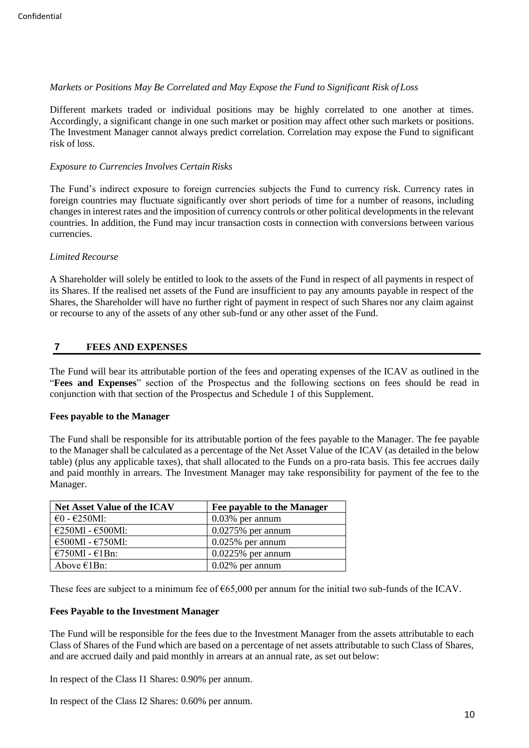*Markets or Positions May Be Correlated and May Expose the Fund to Significant Risk of Loss*

Different markets traded or individual positions may be highly correlated to one another at times. Accordingly, a significant change in one such market or position may affect other such markets or positions. The Investment Manager cannot always predict correlation. Correlation may expose the Fund to significant risk of loss.

*Exposure to Currencies Involves Certain Risks*

The Fund's indirect exposure to foreign currencies subjects the Fund to currency risk. Currency rates in foreign countries may fluctuate significantly over short periods of time for a number of reasons, including changes in interest rates and the imposition of currency controls or other political developments in the relevant countries. In addition, the Fund may incur transaction costs in connection with conversions between various currencies.

*Limited Recourse*

A Shareholder will solely be entitled to look to the assets of the Fund in respect of all payments in respect of its Shares. If the realised net assets of the Fund are insufficient to pay any amounts payable in respect of the Shares, the Shareholder will have no further right of payment in respect of such Shares nor any claim against or recourse to any of the assets of any other sub-fund or any other asset of the Fund.

## 7 FEES AND EXPENSES

The Fund will bear its attributable portion of the fees and operating expenses of the ICAV as outlined in the "**Fees and Expenses**" section of the Prospectus and the following sections on fees should be read in conjunction with that section of the Prospectus and Schedule 1 of this Supplement.

**Fees payable to the Manager**

The Fund shall be responsible for its attributable portion of the fees payable to the Manager. The fee payable to the Manager shall be calculated as a percentage of the Net Asset Value of the ICAV (as detailed in the below table) (plus any applicable taxes), that shall allocated to the Funds on a pro-rata basis. This fee accrues daily and paid monthly in arrears. The Investment Manager may take responsibility for payment of the fee to the Manager.

| Net Asset Value of the ICAV | Fee payable to the Manager |
|---|---|
| €0 - €250Ml: | 0.03% per annum |
| €250Ml - €500Ml: | 0.0275% per annum |
| €500Ml - €750Ml: | 0.025% per annum |
| €750Ml - €1Bn: | 0.0225% per annum |
| Above €1Bn: | 0.02% per annum |

These fees are subject to a minimum fee of €65,000 per annum for the initial two sub-funds of the ICAV.

**Fees Payable to the Investment Manager**

The Fund will be responsible for the fees due to the Investment Manager from the assets attributable to each Class of Shares of the Fund which are based on a percentage of net assets attributable to such Class of Shares, and are accrued daily and paid monthly in arrears at an annual rate, as set out below:

In respect of the Class I1 Shares: 0.90% per annum.

In respect of the Class I2 Shares: 0.60% per annum.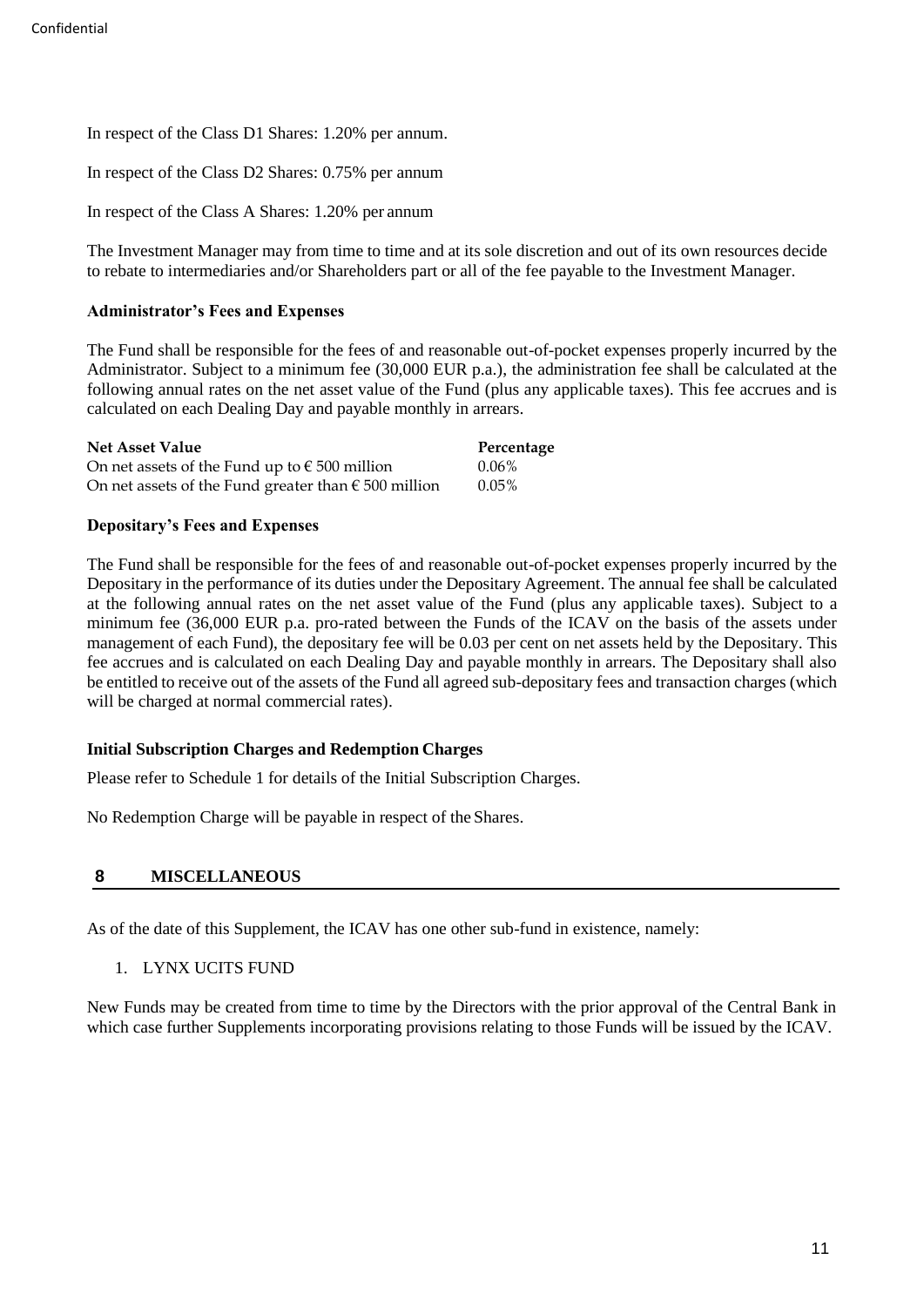In respect of the Class D1 Shares: 1.20% per annum.

In respect of the Class D2 Shares: 0.75% per annum

In respect of the Class A Shares: 1.20% per annum

The Investment Manager may from time to time and at its sole discretion and out of its own resources decide to rebate to intermediaries and/or Shareholders part or all of the fee payable to the Investment Manager.

**Administrator's Fees and Expenses**

The Fund shall be responsible for the fees of and reasonable out-of-pocket expenses properly incurred by the Administrator. Subject to a minimum fee (30,000 EUR p.a.), the administration fee shall be calculated at the following annual rates on the net asset value of the Fund (plus any applicable taxes). This fee accrues and is calculated on each Dealing Day and payable monthly in arrears.

| **Net Asset Value** | **Percentage** |
|---|---|
| On net assets of the Fund up to € 500 million | 0.06% |
| On net assets of the Fund greater than € 500 million | 0.05% |

**Depositary's Fees and Expenses**

The Fund shall be responsible for the fees of and reasonable out-of-pocket expenses properly incurred by the Depositary in the performance of its duties under the Depositary Agreement. The annual fee shall be calculated at the following annual rates on the net asset value of the Fund (plus any applicable taxes). Subject to a minimum fee (36,000 EUR p.a. pro-rated between the Funds of the ICAV on the basis of the assets under management of each Fund), the depositary fee will be 0.03 per cent on net assets held by the Depositary. This fee accrues and is calculated on each Dealing Day and payable monthly in arrears. The Depositary shall also be entitled to receive out of the assets of the Fund all agreed sub-depositary fees and transaction charges (which will be charged at normal commercial rates).

**Initial Subscription Charges and Redemption Charges**

Please refer to Schedule 1 for details of the Initial Subscription Charges.

No Redemption Charge will be payable in respect of the Shares.

## 8 MISCELLANEOUS

As of the date of this Supplement, the ICAV has one other sub-fund in existence, namely:

1. LYNX UCITS FUND

New Funds may be created from time to time by the Directors with the prior approval of the Central Bank in which case further Supplements incorporating provisions relating to those Funds will be issued by the ICAV.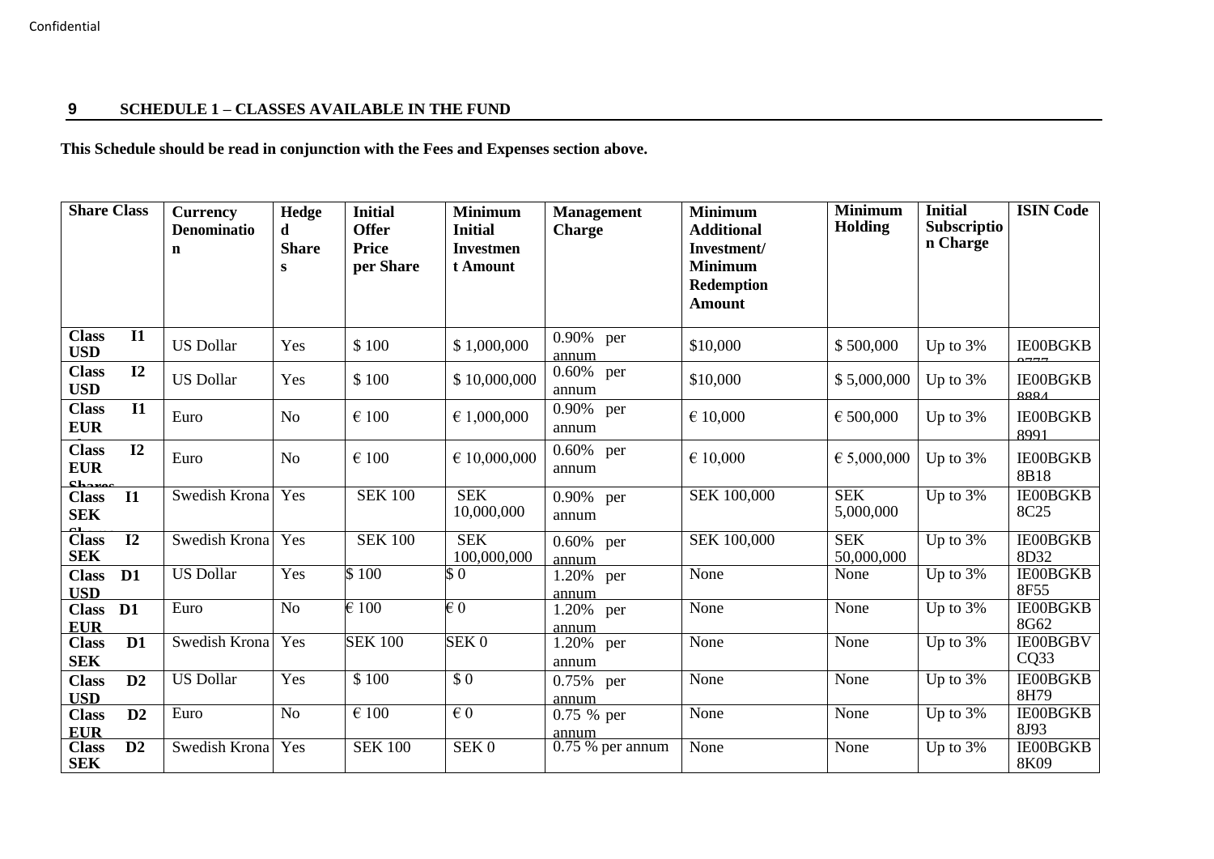## 9 SCHEDULE 1 – CLASSES AVAILABLE IN THE FUND

**This Schedule should be read in conjunction with the Fees and Expenses section above.**

| Share Class | Currency Denomination | Hedged Shares | Initial Offer Price per Share | Minimum Initial Investment Amount | Management Charge | Minimum Additional Investment/ Minimum Redemption Amount | Minimum Holding | Initial Subscription Charge | ISIN Code |
|---|---|---|---|---|---|---|---|---|---|
| **Class I1 USD** | US Dollar | Yes | $ 100 | $ 1,000,000 | 0.90% per annum | $10,000 | $ 500,000 | Up to 3% | IE00BGKB8777 |
| **Class I2 USD** | US Dollar | Yes | $ 100 | $ 10,000,000 | 0.60% per annum | $10,000 | $ 5,000,000 | Up to 3% | IE00BGKB8884 |
| **Class I1 EUR** | Euro | No | € 100 | € 1,000,000 | 0.90% per annum | € 10,000 | € 500,000 | Up to 3% | IE00BGKB8991 |
| **Class I2 EUR Shares** | Euro | No | € 100 | € 10,000,000 | 0.60% per annum | € 10,000 | € 5,000,000 | Up to 3% | IE00BGKB8B18 |
| **Class I1 SEK** | Swedish Krona | Yes | SEK 100 | SEK 10,000,000 | 0.90% per annum | SEK 100,000 | SEK 5,000,000 | Up to 3% | IE00BGKB8C25 |
| **Class I2 SEK** | Swedish Krona | Yes | SEK 100 | SEK 100,000,000 | 0.60% per annum | SEK 100,000 | SEK 50,000,000 | Up to 3% | IE00BGKB8D32 |
| **Class D1 USD** | US Dollar | Yes | $ 100 | $ 0 | 1.20% per annum | None | None | Up to 3% | IE00BGKB8F55 |
| **Class D1 EUR** | Euro | No | € 100 | € 0 | 1.20% per annum | None | None | Up to 3% | IE00BGKB8G62 |
| **Class D1 SEK** | Swedish Krona | Yes | SEK 100 | SEK 0 | 1.20% per annum | None | None | Up to 3% | IE00BGBVCQ33 |
| **Class D2 USD** | US Dollar | Yes | $ 100 | $ 0 | 0.75% per annum | None | None | Up to 3% | IE00BGKB8H79 |
| **Class D2 EUR** | Euro | No | € 100 | € 0 | 0.75 % per annum | None | None | Up to 3% | IE00BGKB8J93 |
| **Class D2 SEK** | Swedish Krona | Yes | SEK 100 | SEK 0 | 0.75 % per annum | None | None | Up to 3% | IE00BGKB8K09 |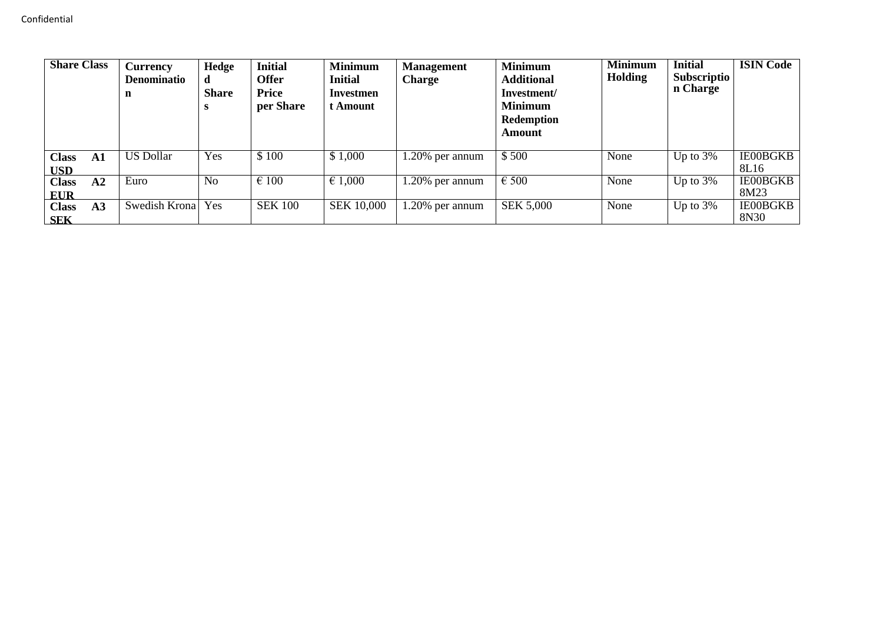| Share Class | Currency Denomination | Hedged Shares | Initial Offer Price per Share | Minimum Initial Investment Amount | Management Charge | Minimum Additional Investment/ Minimum Redemption Amount | Minimum Holding | Initial Subscription Charge | ISIN Code |
|---|---|---|---|---|---|---|---|---|---|
| **Class A1 USD** | US Dollar | Yes | $ 100 | $ 1,000 | 1.20% per annum | $ 500 | None | Up to 3% | IE00BGKB8L16 |
| **Class A2 EUR** | Euro | No | € 100 | € 1,000 | 1.20% per annum | € 500 | None | Up to 3% | IE00BGKB8M23 |
| **Class A3 SEK** | Swedish Krona | Yes | SEK 100 | SEK 10,000 | 1.20% per annum | SEK 5,000 | None | Up to 3% | IE00BGKB8N30 |